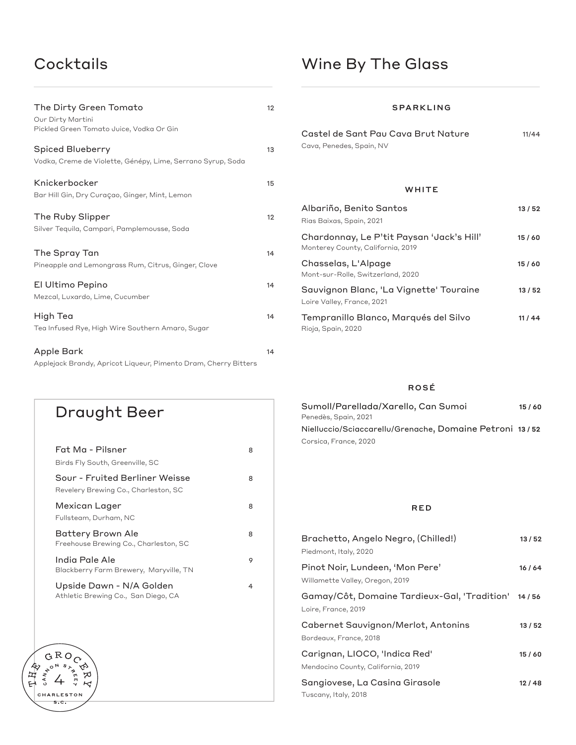# Cocktails

**The Dirty Green Tomato** — 12
Our Dirty Martini
Pickled Green Tomato Juice, Vodka Or Gin

**Spiced Blueberry** — 13
Vodka, Creme de Violette, Génépy, Lime, Serrano Syrup, Soda

**Knickerbocker** — 15
Bar Hill Gin, Dry Curaçao, Ginger, Mint, Lemon

**The Ruby Slipper** — 12
Silver Tequila, Campari, Pamplemousse, Soda

**The Spray Tan** — 14
Pineapple and Lemongrass Rum, Citrus, Ginger, Clove

**El Ultimo Pepino** — 14
Mezcal, Luxardo, Lime, Cucumber

**High Tea** — 14
Tea Infused Rye, High Wire Southern Amaro, Sugar

**Apple Bark** — 14
Applejack Brandy, Apricot Liqueur, Pimento Dram, Cherry Bitters

# Draught Beer

**Fat Ma - Pilsner** — 8
Birds Fly South, Greenville, SC

**Sour - Fruited Berliner Weisse** — 8
Revelery Brewing Co., Charleston, SC

**Mexican Lager** — 8
Fullsteam, Durham, NC

**Battery Brown Ale** — 8
Freehouse Brewing Co., Charleston, SC

**India Pale Ale** — 9
Blackberry Farm Brewery, Maryville, TN

**Upside Dawn - N/A Golden** — 4
Athletic Brewing Co., San Diego, CA

THE GROCERY
4 CANNON STREET
CHARLESTON S.C.

# Wine By The Glass

## SPARKLING

**Castel de Sant Pau Cava Brut Nature** — 11/44
Cava, Penedes, Spain, NV

## WHITE

**Albariño, Benito Santos** — 13 / 52
Rias Baixas, Spain, 2021

**Chardonnay, Le P'tit Paysan 'Jack's Hill'** — 15 / 60
Monterey County, California, 2019

**Chasselas, L'Alpage** — 15 / 60
Mont-sur-Rolle, Switzerland, 2020

**Sauvignon Blanc, 'La Vignette' Touraine** — 13 / 52
Loire Valley, France, 2021

**Tempranillo Blanco, Marqués del Silvo** — 11 / 44
Rioja, Spain, 2020

## ROSÉ

**Sumoll/Parellada/Xarello, Can Sumoi** — 15 / 60
Penedès, Spain, 2021

**Nielluccio/Sciaccarellu/Grenache, Domaine Petroni** — 13 / 52
Corsica, France, 2020

## RED

**Brachetto, Angelo Negro, (Chilled!)** — 13 / 52
Piedmont, Italy, 2020

**Pinot Noir, Lundeen, 'Mon Pere'** — 16 / 64
Willamette Valley, Oregon, 2019

**Gamay/Côt, Domaine Tardieux-Gal, 'Tradition'** — 14 / 56
Loire, France, 2019

**Cabernet Sauvignon/Merlot, Antonins** — 13 / 52
Bordeaux, France, 2018

**Carignan, LIOCO, 'Indica Red'** — 15 / 60
Mendocino County, California, 2019

**Sangiovese, La Casina Girasole** — 12 / 48
Tuscany, Italy, 2018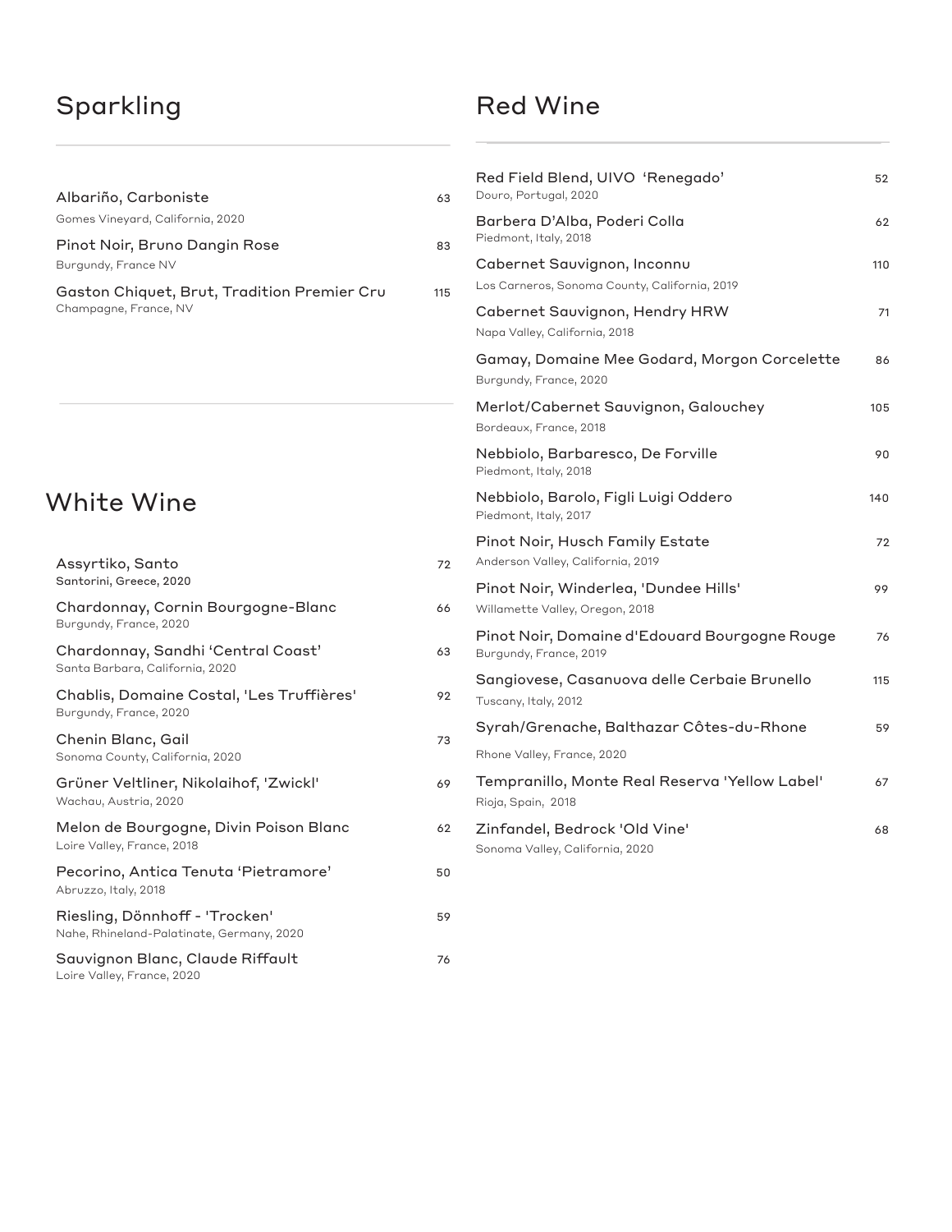## Sparkling

Albariño, Carboniste 63
Gomes Vineyard, California, 2020

Pinot Noir, Bruno Dangin Rose 83
Burgundy, France NV

Gaston Chiquet, Brut, Tradition Premier Cru 115
Champagne, France, NV

## White Wine

Assyrtiko, Santo 72
Santorini, Greece, 2020

Chardonnay, Cornin Bourgogne-Blanc 66
Burgundy, France, 2020

Chardonnay, Sandhi 'Central Coast' 63
Santa Barbara, California, 2020

Chablis, Domaine Costal, 'Les Truffières' 92
Burgundy, France, 2020

Chenin Blanc, Gail 73
Sonoma County, California, 2020

Grüner Veltliner, Nikolaihof, 'Zwickl' 69
Wachau, Austria, 2020

Melon de Bourgogne, Divin Poison Blanc 62
Loire Valley, France, 2018

Pecorino, Antica Tenuta 'Pietramore' 50
Abruzzo, Italy, 2018

Riesling, Dönnhoff - 'Trocken' 59
Nahe, Rhineland-Palatinate, Germany, 2020

Sauvignon Blanc, Claude Riffault 76
Loire Valley, France, 2020

## Red Wine

Red Field Blend, UIVO 'Renegado' 52
Douro, Portugal, 2020

Barbera D'Alba, Poderi Colla 62
Piedmont, Italy, 2018

Cabernet Sauvignon, Inconnu 110
Los Carneros, Sonoma County, California, 2019

Cabernet Sauvignon, Hendry HRW 71
Napa Valley, California, 2018

Gamay, Domaine Mee Godard, Morgon Corcelette 86
Burgundy, France, 2020

Merlot/Cabernet Sauvignon, Galouchey 105
Bordeaux, France, 2018

Nebbiolo, Barbaresco, De Forville 90
Piedmont, Italy, 2018

Nebbiolo, Barolo, Figli Luigi Oddero 140
Piedmont, Italy, 2017

Pinot Noir, Husch Family Estate 72
Anderson Valley, California, 2019

Pinot Noir, Winderlea, 'Dundee Hills' 99
Willamette Valley, Oregon, 2018

Pinot Noir, Domaine d'Edouard Bourgogne Rouge 76
Burgundy, France, 2019

Sangiovese, Casanuova delle Cerbaie Brunello 115
Tuscany, Italy, 2012

Syrah/Grenache, Balthazar Côtes-du-Rhone 59
Rhone Valley, France, 2020

Tempranillo, Monte Real Reserva 'Yellow Label' 67
Rioja, Spain, 2018

Zinfandel, Bedrock 'Old Vine' 68
Sonoma Valley, California, 2020